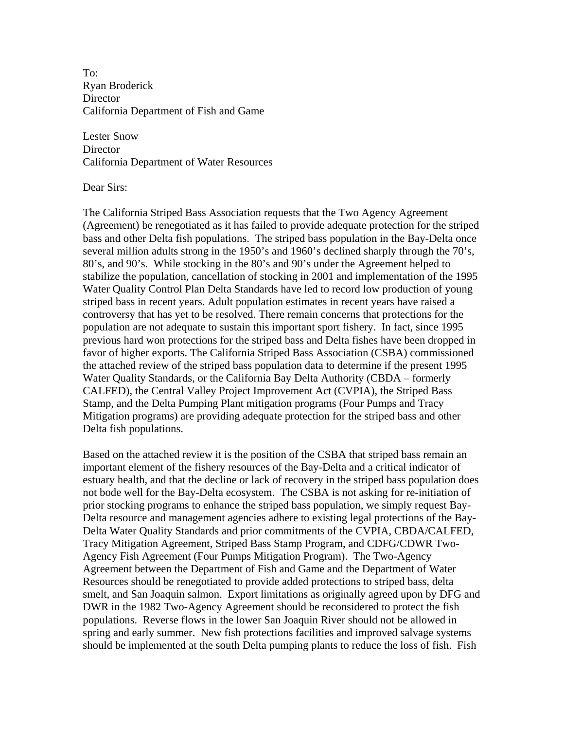To:
Ryan Broderick
Director
California Department of Fish and Game

Lester Snow
Director
California Department of Water Resources

Dear Sirs:

The California Striped Bass Association requests that the Two Agency Agreement (Agreement) be renegotiated as it has failed to provide adequate protection for the striped bass and other Delta fish populations. The striped bass population in the Bay-Delta once several million adults strong in the 1950's and 1960's declined sharply through the 70's, 80's, and 90's. While stocking in the 80's and 90's under the Agreement helped to stabilize the population, cancellation of stocking in 2001 and implementation of the 1995 Water Quality Control Plan Delta Standards have led to record low production of young striped bass in recent years. Adult population estimates in recent years have raised a controversy that has yet to be resolved. There remain concerns that protections for the population are not adequate to sustain this important sport fishery. In fact, since 1995 previous hard won protections for the striped bass and Delta fishes have been dropped in favor of higher exports. The California Striped Bass Association (CSBA) commissioned the attached review of the striped bass population data to determine if the present 1995 Water Quality Standards, or the California Bay Delta Authority (CBDA – formerly CALFED), the Central Valley Project Improvement Act (CVPIA), the Striped Bass Stamp, and the Delta Pumping Plant mitigation programs (Four Pumps and Tracy Mitigation programs) are providing adequate protection for the striped bass and other Delta fish populations.

Based on the attached review it is the position of the CSBA that striped bass remain an important element of the fishery resources of the Bay-Delta and a critical indicator of estuary health, and that the decline or lack of recovery in the striped bass population does not bode well for the Bay-Delta ecosystem. The CSBA is not asking for re-initiation of prior stocking programs to enhance the striped bass population, we simply request Bay-Delta resource and management agencies adhere to existing legal protections of the Bay-Delta Water Quality Standards and prior commitments of the CVPIA, CBDA/CALFED, Tracy Mitigation Agreement, Striped Bass Stamp Program, and CDFG/CDWR Two-Agency Fish Agreement (Four Pumps Mitigation Program). The Two-Agency Agreement between the Department of Fish and Game and the Department of Water Resources should be renegotiated to provide added protections to striped bass, delta smelt, and San Joaquin salmon. Export limitations as originally agreed upon by DFG and DWR in the 1982 Two-Agency Agreement should be reconsidered to protect the fish populations. Reverse flows in the lower San Joaquin River should not be allowed in spring and early summer. New fish protections facilities and improved salvage systems should be implemented at the south Delta pumping plants to reduce the loss of fish. Fish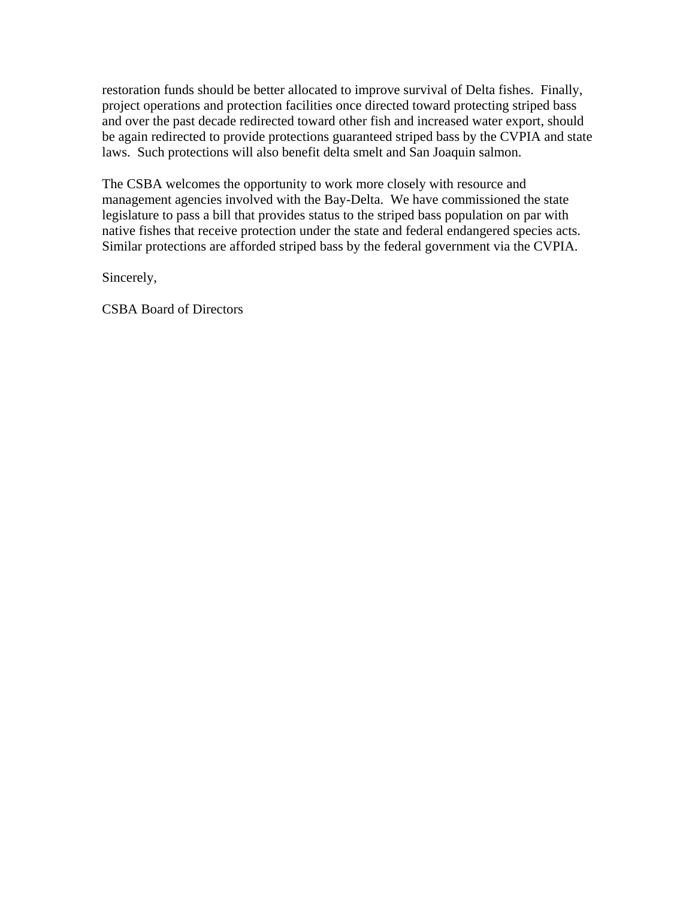restoration funds should be better allocated to improve survival of Delta fishes.  Finally, project operations and protection facilities once directed toward protecting striped bass and over the past decade redirected toward other fish and increased water export, should be again redirected to provide protections guaranteed striped bass by the CVPIA and state laws.  Such protections will also benefit delta smelt and San Joaquin salmon.

The CSBA welcomes the opportunity to work more closely with resource and management agencies involved with the Bay-Delta.  We have commissioned the state legislature to pass a bill that provides status to the striped bass population on par with native fishes that receive protection under the state and federal endangered species acts.  Similar protections are afforded striped bass by the federal government via the CVPIA.

Sincerely,

CSBA Board of Directors